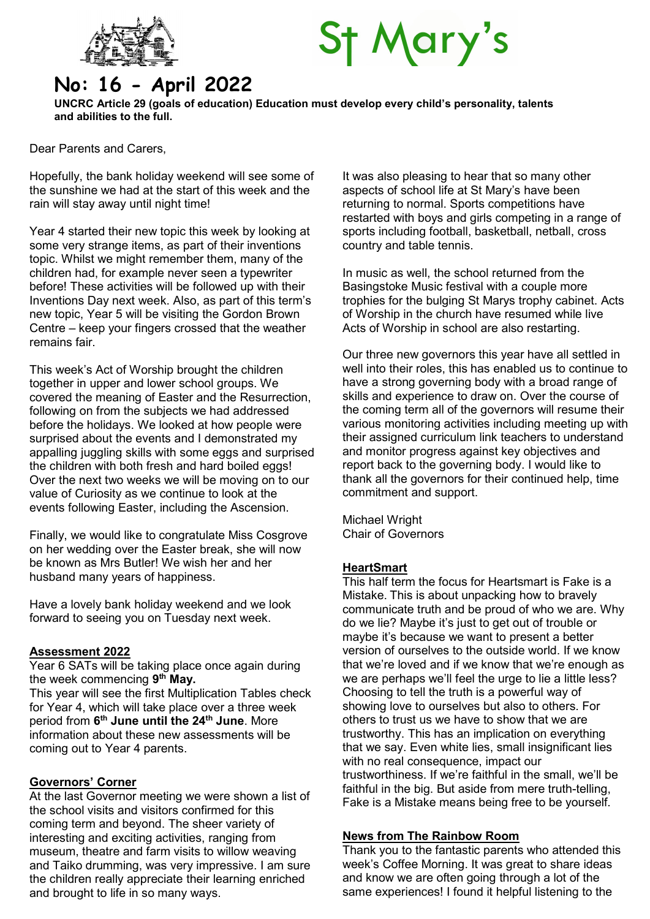# St Mary's

## No: 16 - April 2022

**UNCRC Article 29 (goals of education) Education must develop every child's personality, talents and abilities to the full.**

Dear Parents and Carers,

Hopefully, the bank holiday weekend will see some of the sunshine we had at the start of this week and the rain will stay away until night time!

Year 4 started their new topic this week by looking at some very strange items, as part of their inventions topic. Whilst we might remember them, many of the children had, for example never seen a typewriter before! These activities will be followed up with their Inventions Day next week. Also, as part of this term's new topic, Year 5 will be visiting the Gordon Brown Centre – keep your fingers crossed that the weather remains fair.

This week's Act of Worship brought the children together in upper and lower school groups. We covered the meaning of Easter and the Resurrection, following on from the subjects we had addressed before the holidays. We looked at how people were surprised about the events and I demonstrated my appalling juggling skills with some eggs and surprised the children with both fresh and hard boiled eggs! Over the next two weeks we will be moving on to our value of Curiosity as we continue to look at the events following Easter, including the Ascension.

Finally, we would like to congratulate Miss Cosgrove on her wedding over the Easter break, she will now be known as Mrs Butler! We wish her and her husband many years of happiness.

Have a lovely bank holiday weekend and we look forward to seeing you on Tuesday next week.

### Assessment 2022

Year 6 SATs will be taking place once again during the week commencing **9th May.**

This year will see the first Multiplication Tables check for Year 4, which will take place over a three week period from **6th June until the 24th June**. More information about these new assessments will be coming out to Year 4 parents.

### Governors' Corner

At the last Governor meeting we were shown a list of the school visits and visitors confirmed for this coming term and beyond. The sheer variety of interesting and exciting activities, ranging from museum, theatre and farm visits to willow weaving and Taiko drumming, was very impressive. I am sure the children really appreciate their learning enriched and brought to life in so many ways.

It was also pleasing to hear that so many other aspects of school life at St Mary's have been returning to normal. Sports competitions have restarted with boys and girls competing in a range of sports including football, basketball, netball, cross country and table tennis.

In music as well, the school returned from the Basingstoke Music festival with a couple more trophies for the bulging St Marys trophy cabinet. Acts of Worship in the church have resumed while live Acts of Worship in school are also restarting.

Our three new governors this year have all settled in well into their roles, this has enabled us to continue to have a strong governing body with a broad range of skills and experience to draw on. Over the course of the coming term all of the governors will resume their various monitoring activities including meeting up with their assigned curriculum link teachers to understand and monitor progress against key objectives and report back to the governing body. I would like to thank all the governors for their continued help, time commitment and support.

Michael Wright
Chair of Governors

### HeartSmart

This half term the focus for Heartsmart is Fake is a Mistake. This is about unpacking how to bravely communicate truth and be proud of who we are. Why do we lie? Maybe it's just to get out of trouble or maybe it's because we want to present a better version of ourselves to the outside world. If we know that we're loved and if we know that we're enough as we are perhaps we'll feel the urge to lie a little less? Choosing to tell the truth is a powerful way of showing love to ourselves but also to others. For others to trust us we have to show that we are trustworthy. This has an implication on everything that we say. Even white lies, small insignificant lies with no real consequence, impact our trustworthiness. If we're faithful in the small, we'll be faithful in the big. But aside from mere truth-telling, Fake is a Mistake means being free to be yourself.

### News from The Rainbow Room

Thank you to the fantastic parents who attended this week's Coffee Morning. It was great to share ideas and know we are often going through a lot of the same experiences! I found it helpful listening to the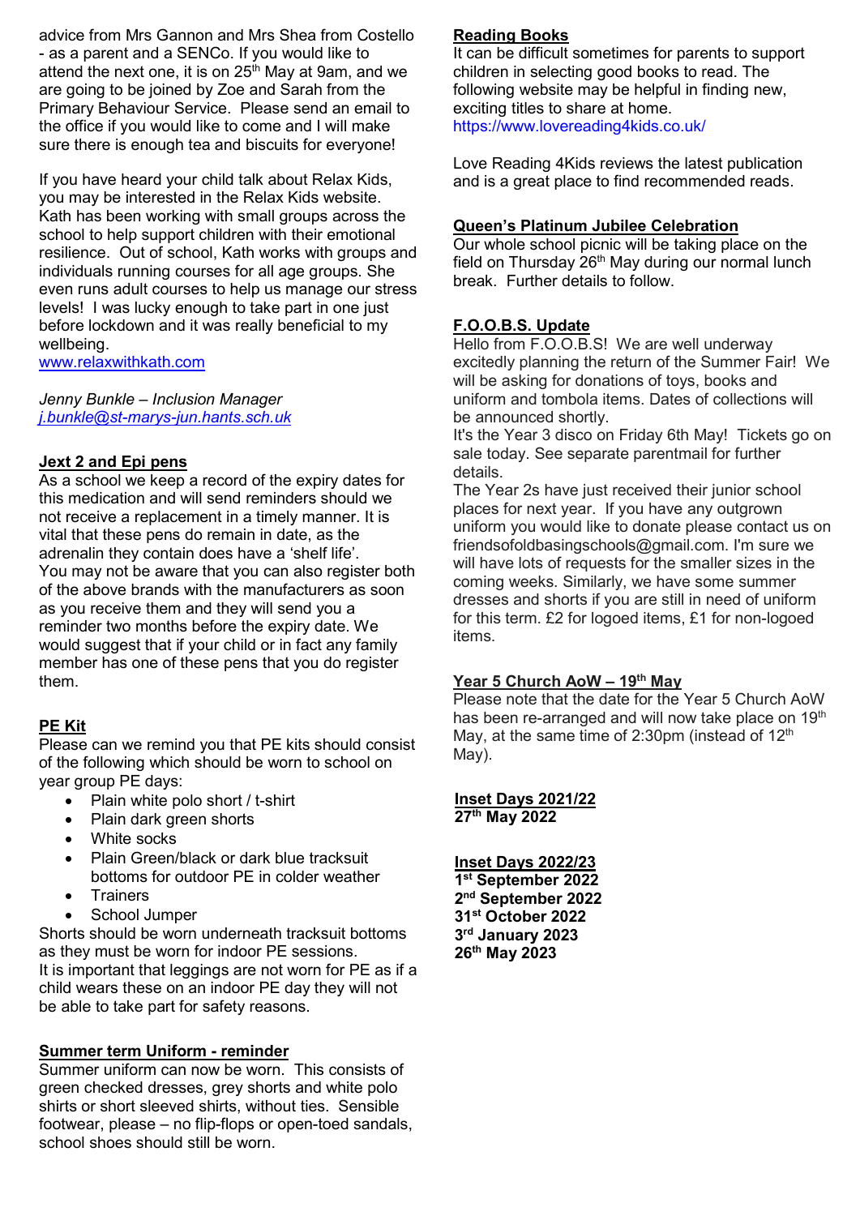advice from Mrs Gannon and Mrs Shea from Costello - as a parent and a SENCo. If you would like to attend the next one, it is on 25th May at 9am, and we are going to be joined by Zoe and Sarah from the Primary Behaviour Service. Please send an email to the office if you would like to come and I will make sure there is enough tea and biscuits for everyone!

If you have heard your child talk about Relax Kids, you may be interested in the Relax Kids website. Kath has been working with small groups across the school to help support children with their emotional resilience. Out of school, Kath works with groups and individuals running courses for all age groups. She even runs adult courses to help us manage our stress levels! I was lucky enough to take part in one just before lockdown and it was really beneficial to my wellbeing.
www.relaxwithkath.com

*Jenny Bunkle – Inclusion Manager*
*j.bunkle@st-marys-jun.hants.sch.uk*

## Jext 2 and Epi pens

As a school we keep a record of the expiry dates for this medication and will send reminders should we not receive a replacement in a timely manner. It is vital that these pens do remain in date, as the adrenalin they contain does have a 'shelf life'.
You may not be aware that you can also register both of the above brands with the manufacturers as soon as you receive them and they will send you a reminder two months before the expiry date. We would suggest that if your child or in fact any family member has one of these pens that you do register them.

## PE Kit

Please can we remind you that PE kits should consist of the following which should be worn to school on year group PE days:

- Plain white polo short / t-shirt
- Plain dark green shorts
- White socks
- Plain Green/black or dark blue tracksuit bottoms for outdoor PE in colder weather
- Trainers
- School Jumper

Shorts should be worn underneath tracksuit bottoms as they must be worn for indoor PE sessions.
It is important that leggings are not worn for PE as if a child wears these on an indoor PE day they will not be able to take part for safety reasons.

## Summer term Uniform - reminder

Summer uniform can now be worn. This consists of green checked dresses, grey shorts and white polo shirts or short sleeved shirts, without ties. Sensible footwear, please – no flip-flops or open-toed sandals, school shoes should still be worn.

## Reading Books

It can be difficult sometimes for parents to support children in selecting good books to read. The following website may be helpful in finding new, exciting titles to share at home.
https://www.lovereading4kids.co.uk/

Love Reading 4Kids reviews the latest publication and is a great place to find recommended reads.

## Queen's Platinum Jubilee Celebration

Our whole school picnic will be taking place on the field on Thursday 26th May during our normal lunch break. Further details to follow.

## F.O.O.B.S. Update

Hello from F.O.O.B.S! We are well underway excitedly planning the return of the Summer Fair! We will be asking for donations of toys, books and uniform and tombola items. Dates of collections will be announced shortly.
It's the Year 3 disco on Friday 6th May! Tickets go on sale today. See separate parentmail for further details.
The Year 2s have just received their junior school places for next year. If you have any outgrown uniform you would like to donate please contact us on friendsofoldbasingschools@gmail.com. I'm sure we will have lots of requests for the smaller sizes in the coming weeks. Similarly, we have some summer dresses and shorts if you are still in need of uniform for this term. £2 for logoed items, £1 for non-logoed items.

## Year 5 Church AoW – 19th May

Please note that the date for the Year 5 Church AoW has been re-arranged and will now take place on 19th May, at the same time of 2:30pm (instead of 12th May).

## Inset Days 2021/22

**27th May 2022**

## Inset Days 2022/23

**1st September 2022**
**2nd September 2022**
**31st October 2022**
**3rd January 2023**
**26th May 2023**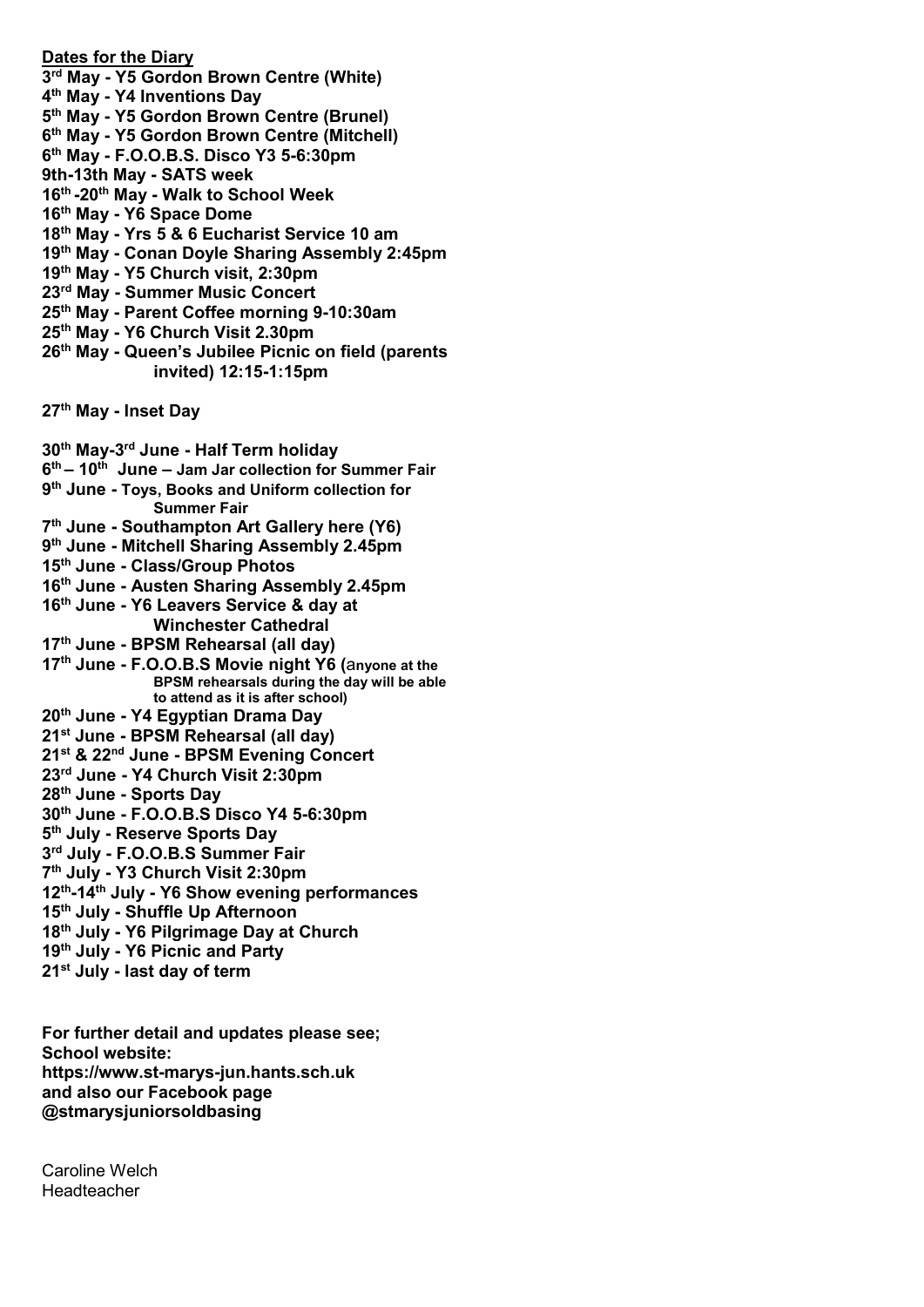**Dates for the Diary**

**3rd May - Y5 Gordon Brown Centre (White)**
**4th May - Y4 Inventions Day**
**5th May - Y5 Gordon Brown Centre (Brunel)**
**6th May - Y5 Gordon Brown Centre (Mitchell)**
**6th May - F.O.O.B.S. Disco Y3 5-6:30pm**
**9th-13th May - SATS week**
**16th -20th May - Walk to School Week**
**16th May - Y6 Space Dome**
**18th May - Yrs 5 & 6 Eucharist Service 10 am**
**19th May - Conan Doyle Sharing Assembly 2:45pm**
**19th May - Y5 Church visit, 2:30pm**
**23rd May - Summer Music Concert**
**25th May - Parent Coffee morning 9-10:30am**
**25th May - Y6 Church Visit 2.30pm**
**26th May - Queen's Jubilee Picnic on field (parents invited) 12:15-1:15pm**

**27th May - Inset Day**

**30th May-3rd June - Half Term holiday**
**6th – 10th June – Jam Jar collection for Summer Fair**
**9th June - Toys, Books and Uniform collection for Summer Fair**
**7th June - Southampton Art Gallery here (Y6)**
**9th June - Mitchell Sharing Assembly 2.45pm**
**15th June - Class/Group Photos**
**16th June - Austen Sharing Assembly 2.45pm**
**16th June - Y6 Leavers Service & day at Winchester Cathedral**
**17th June - BPSM Rehearsal (all day)**
**17th June - F.O.O.B.S Movie night Y6 (anyone at the BPSM rehearsals during the day will be able to attend as it is after school)**
**20th June - Y4 Egyptian Drama Day**
**21st June - BPSM Rehearsal (all day)**
**21st & 22nd June - BPSM Evening Concert**
**23rd June - Y4 Church Visit 2:30pm**
**28th June - Sports Day**
**30th June - F.O.O.B.S Disco Y4 5-6:30pm**
**5th July - Reserve Sports Day**
**3rd July - F.O.O.B.S Summer Fair**
**7th July - Y3 Church Visit 2:30pm**
**12th-14th July - Y6 Show evening performances**
**15th July - Shuffle Up Afternoon**
**18th July - Y6 Pilgrimage Day at Church**
**19th July - Y6 Picnic and Party**
**21st July - last day of term**

**For further detail and updates please see;**
**School website:**
**https://www.st-marys-jun.hants.sch.uk**
**and also our Facebook page**
**@stmarysjuniorsoldbasing**

Caroline Welch
Headteacher